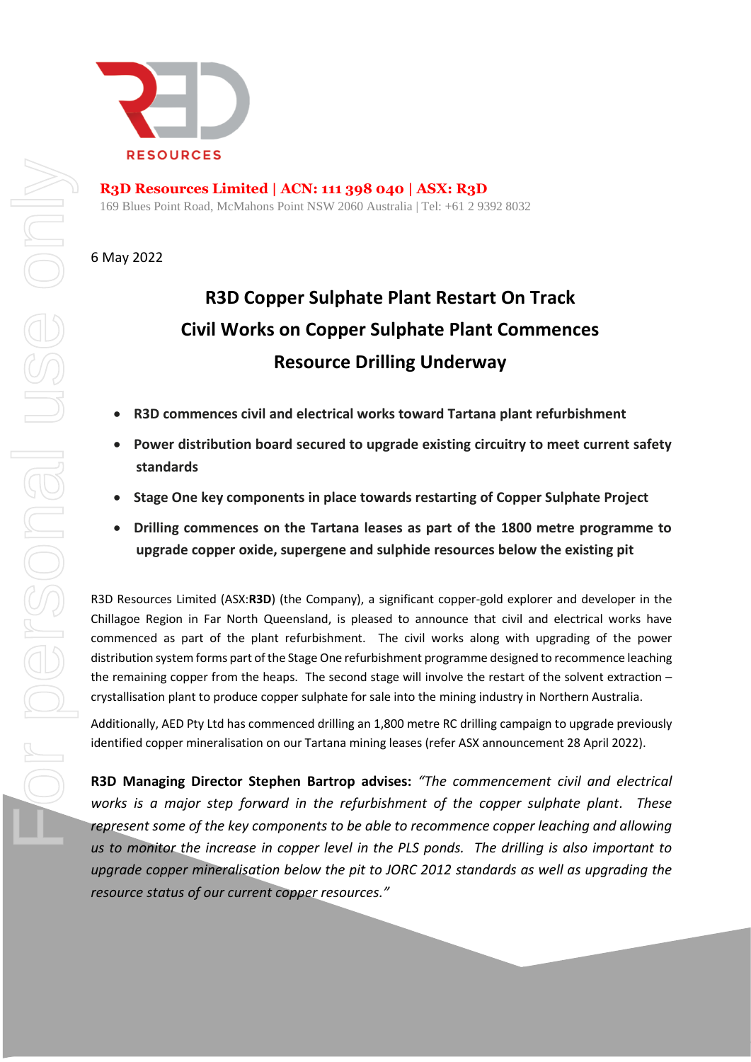RESOURCES

**R3D Resources Limited | ACN: 111 398 040 | ASX: R3D**
169 Blues Point Road, McMahons Point NSW 2060 Australia | Tel: +61 2 9392 8032

6 May 2022

# R3D Copper Sulphate Plant Restart On Track
# Civil Works on Copper Sulphate Plant Commences
# Resource Drilling Underway

- **R3D commences civil and electrical works toward Tartana plant refurbishment**
- **Power distribution board secured to upgrade existing circuitry to meet current safety standards**
- **Stage One key components in place towards restarting of Copper Sulphate Project**
- **Drilling commences on the Tartana leases as part of the 1800 metre programme to upgrade copper oxide, supergene and sulphide resources below the existing pit**

R3D Resources Limited (ASX:**R3D**) (the Company), a significant copper-gold explorer and developer in the Chillagoe Region in Far North Queensland, is pleased to announce that civil and electrical works have commenced as part of the plant refurbishment. The civil works along with upgrading of the power distribution system forms part of the Stage One refurbishment programme designed to recommence leaching the remaining copper from the heaps. The second stage will involve the restart of the solvent extraction – crystallisation plant to produce copper sulphate for sale into the mining industry in Northern Australia.

Additionally, AED Pty Ltd has commenced drilling an 1,800 metre RC drilling campaign to upgrade previously identified copper mineralisation on our Tartana mining leases (refer ASX announcement 28 April 2022).

**R3D Managing Director Stephen Bartrop advises:** *"The commencement civil and electrical works is a major step forward in the refurbishment of the copper sulphate plant. These represent some of the key components to be able to recommence copper leaching and allowing us to monitor the increase in copper level in the PLS ponds. The drilling is also important to upgrade copper mineralisation below the pit to JORC 2012 standards as well as upgrading the resource status of our current copper resources."*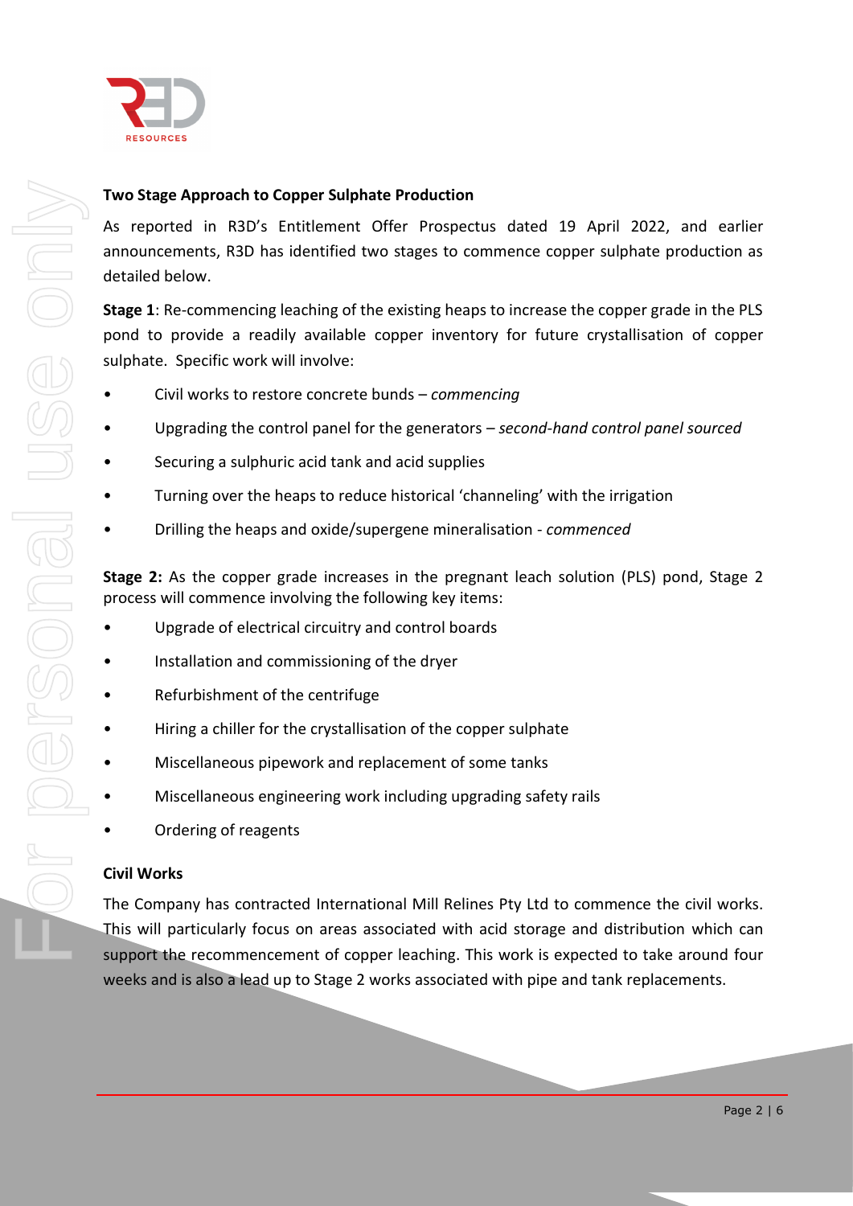## Two Stage Approach to Copper Sulphate Production

As reported in R3D's Entitlement Offer Prospectus dated 19 April 2022, and earlier announcements, R3D has identified two stages to commence copper sulphate production as detailed below.

**Stage 1**: Re-commencing leaching of the existing heaps to increase the copper grade in the PLS pond to provide a readily available copper inventory for future crystallisation of copper sulphate. Specific work will involve:

- Civil works to restore concrete bunds – *commencing*
- Upgrading the control panel for the generators – *second-hand control panel sourced*
- Securing a sulphuric acid tank and acid supplies
- Turning over the heaps to reduce historical 'channeling' with the irrigation
- Drilling the heaps and oxide/supergene mineralisation - *commenced*

**Stage 2:** As the copper grade increases in the pregnant leach solution (PLS) pond, Stage 2 process will commence involving the following key items:

- Upgrade of electrical circuitry and control boards
- Installation and commissioning of the dryer
- Refurbishment of the centrifuge
- Hiring a chiller for the crystallisation of the copper sulphate
- Miscellaneous pipework and replacement of some tanks
- Miscellaneous engineering work including upgrading safety rails
- Ordering of reagents

## Civil Works

The Company has contracted International Mill Relines Pty Ltd to commence the civil works. This will particularly focus on areas associated with acid storage and distribution which can support the recommencement of copper leaching. This work is expected to take around four weeks and is also a lead up to Stage 2 works associated with pipe and tank replacements.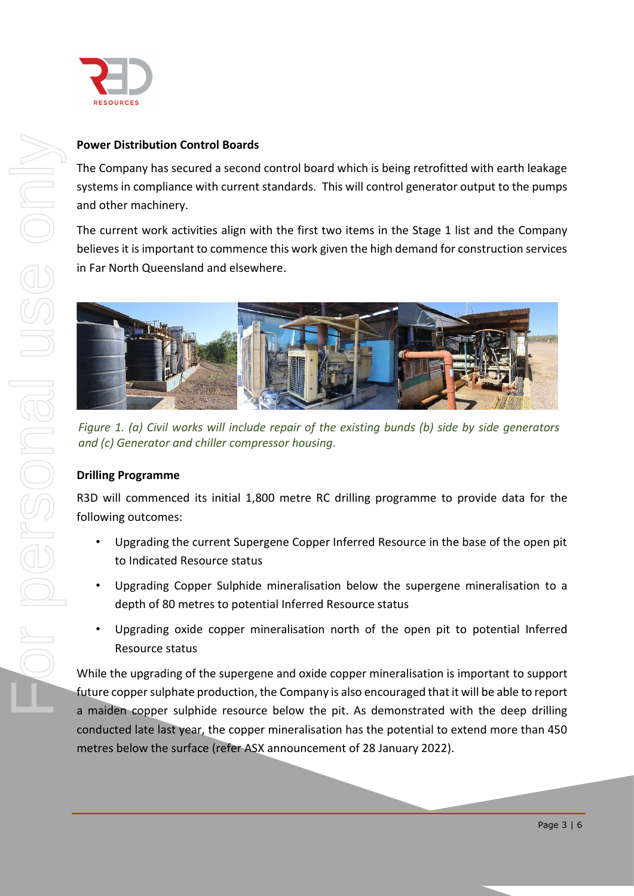**Power Distribution Control Boards**

The Company has secured a second control board which is being retrofitted with earth leakage systems in compliance with current standards. This will control generator output to the pumps and other machinery.

The current work activities align with the first two items in the Stage 1 list and the Company believes it is important to commence this work given the high demand for construction services in Far North Queensland and elsewhere.

*Figure 1. (a) Civil works will include repair of the existing bunds (b) side by side generators and (c) Generator and chiller compressor housing.*

**Drilling Programme**

R3D will commenced its initial 1,800 metre RC drilling programme to provide data for the following outcomes:

- Upgrading the current Supergene Copper Inferred Resource in the base of the open pit to Indicated Resource status
- Upgrading Copper Sulphide mineralisation below the supergene mineralisation to a depth of 80 metres to potential Inferred Resource status
- Upgrading oxide copper mineralisation north of the open pit to potential Inferred Resource status

While the upgrading of the supergene and oxide copper mineralisation is important to support future copper sulphate production, the Company is also encouraged that it will be able to report a maiden copper sulphide resource below the pit. As demonstrated with the deep drilling conducted late last year, the copper mineralisation has the potential to extend more than 450 metres below the surface (refer ASX announcement of 28 January 2022).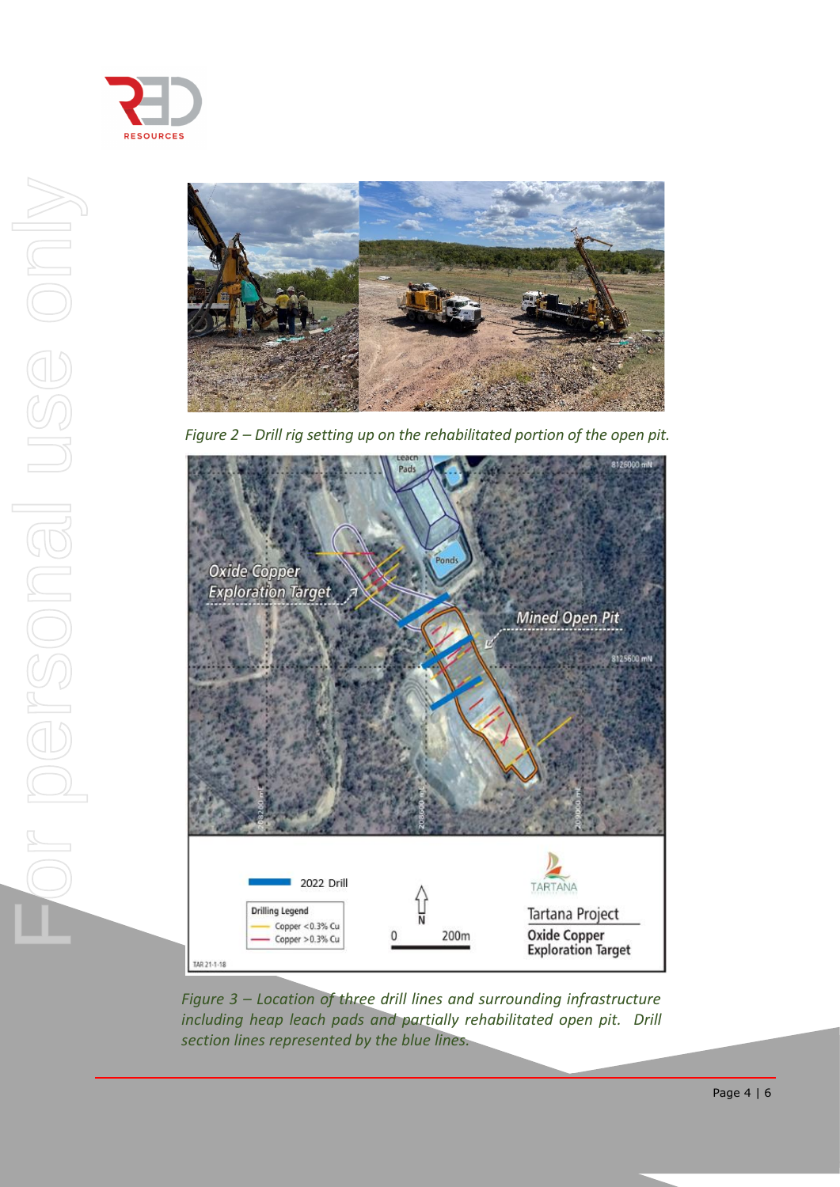*Figure 2 – Drill rig setting up on the rehabilitated portion of the open pit.*

*Figure 3 – Location of three drill lines and surrounding infrastructure including heap leach pads and partially rehabilitated open pit. Drill section lines represented by the blue lines.*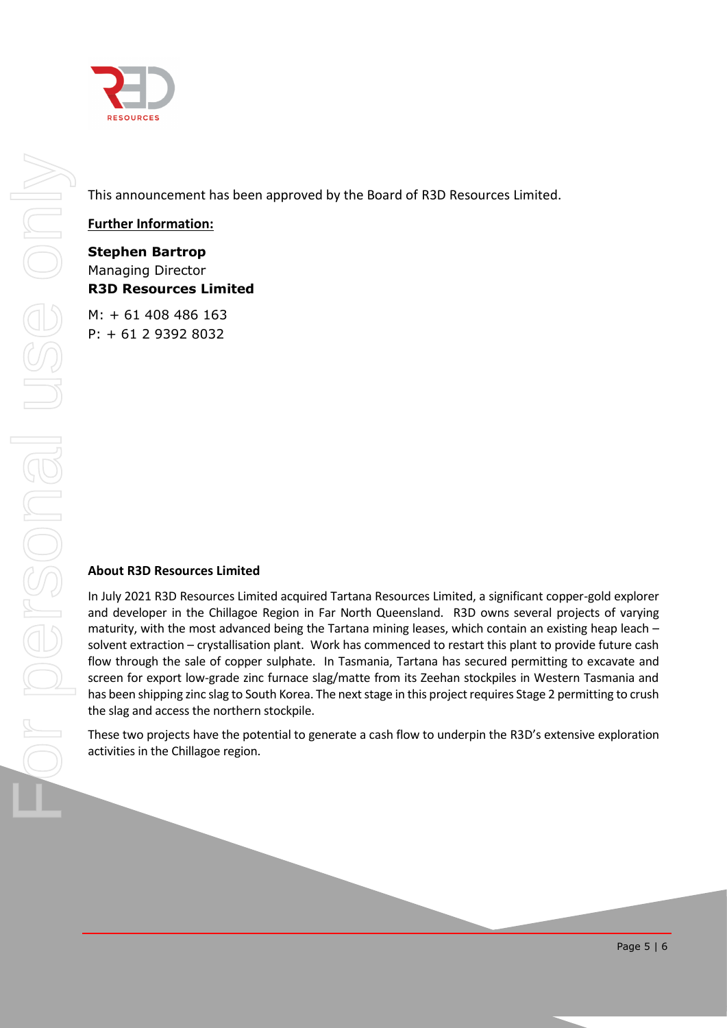This announcement has been approved by the Board of R3D Resources Limited.

**Further Information:**

**Stephen Bartrop**
Managing Director
**R3D Resources Limited**

M: + 61 408 486 163
P: + 61 2 9392 8032

**About R3D Resources Limited**

In July 2021 R3D Resources Limited acquired Tartana Resources Limited, a significant copper-gold explorer and developer in the Chillagoe Region in Far North Queensland. R3D owns several projects of varying maturity, with the most advanced being the Tartana mining leases, which contain an existing heap leach – solvent extraction – crystallisation plant. Work has commenced to restart this plant to provide future cash flow through the sale of copper sulphate. In Tasmania, Tartana has secured permitting to excavate and screen for export low-grade zinc furnace slag/matte from its Zeehan stockpiles in Western Tasmania and has been shipping zinc slag to South Korea. The next stage in this project requires Stage 2 permitting to crush the slag and access the northern stockpile.

These two projects have the potential to generate a cash flow to underpin the R3D's extensive exploration activities in the Chillagoe region.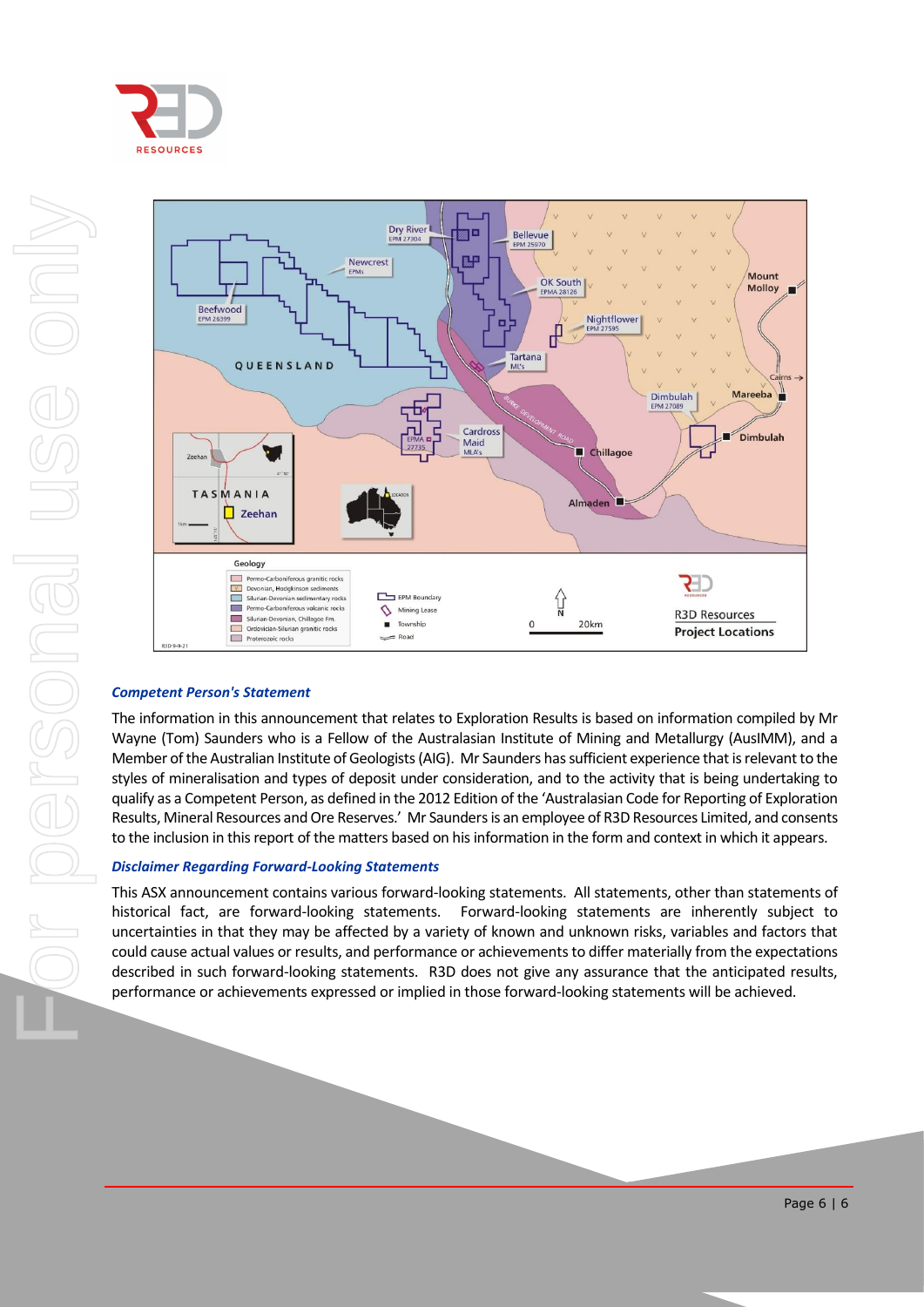Dry River
EPM 27304

Bellevue
EPM 25970

Newcrest
EPMs

Beefwood
EPM 26399

OK South
EPM 28126

Nightflower
EPM 27595

Mount Molloy

Tartana
ML's

QUEENSLAND

Cairns →

Mareeba

Dimbulah
EPM 27089

Dimbulah

Cardross Maid
MLA's

EPMA 27735

BURKE DEVELOPMENT ROAD

Chillagoe

Almaden

Zeehan

TASMANIA

Zeehan

Geology
Permo-Carboniferous granitic rocks
Devonian, Hodgkinson sediments
Silurian-Devonian sedimentary rocks
Permo-Carboniferous volcanic rocks
Silurian-Devonian, Chillagoe Fm.
Ordovician-Silurian granitic rocks
Proterozoic rocks

EPM Boundary
Mining Lease
Township
Road

N

0 20km

R3D Resources
Project Locations

R3D 9-9-21

### *Competent Person's Statement*

The information in this announcement that relates to Exploration Results is based on information compiled by Mr Wayne (Tom) Saunders who is a Fellow of the Australasian Institute of Mining and Metallurgy (AusIMM), and a Member of the Australian Institute of Geologists (AIG). Mr Saunders has sufficient experience that is relevant to the styles of mineralisation and types of deposit under consideration, and to the activity that is being undertaking to qualify as a Competent Person, as defined in the 2012 Edition of the 'Australasian Code for Reporting of Exploration Results, Mineral Resources and Ore Reserves.' Mr Saunders is an employee of R3D Resources Limited, and consents to the inclusion in this report of the matters based on his information in the form and context in which it appears.

### *Disclaimer Regarding Forward-Looking Statements*

This ASX announcement contains various forward-looking statements. All statements, other than statements of historical fact, are forward-looking statements. Forward-looking statements are inherently subject to uncertainties in that they may be affected by a variety of known and unknown risks, variables and factors that could cause actual values or results, and performance or achievements to differ materially from the expectations described in such forward-looking statements. R3D does not give any assurance that the anticipated results, performance or achievements expressed or implied in those forward-looking statements will be achieved.